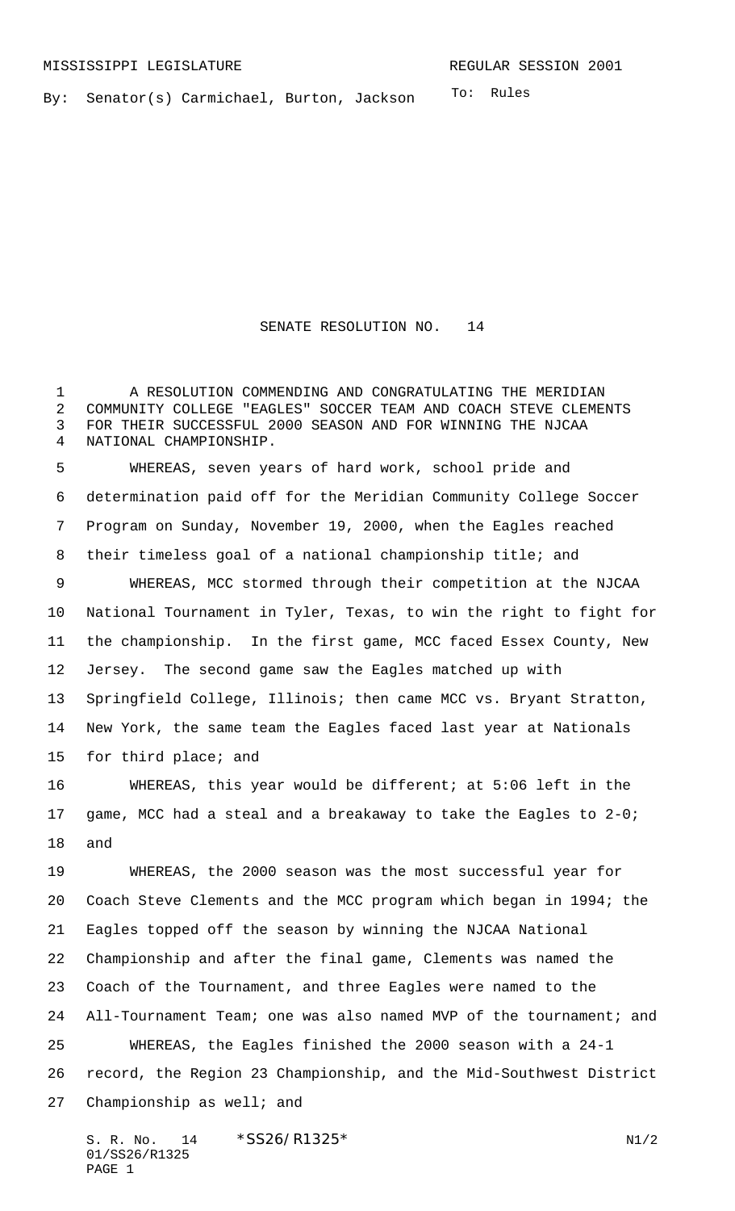MISSISSIPPI LEGISLATURE REGULAR SESSION 2001

By: Senator(s) Carmichael, Burton, Jackson

To: Rules

# SENATE RESOLUTION NO. 14

A RESOLUTION COMMENDING AND CONGRATULATING THE MERIDIAN COMMUNITY COLLEGE "EAGLES" SOCCER TEAM AND COACH STEVE CLEMENTS FOR THEIR SUCCESSFUL 2000 SEASON AND FOR WINNING THE NJCAA NATIONAL CHAMPIONSHIP.

WHEREAS, seven years of hard work, school pride and determination paid off for the Meridian Community College Soccer Program on Sunday, November 19, 2000, when the Eagles reached their timeless goal of a national championship title; and

WHEREAS, MCC stormed through their competition at the NJCAA National Tournament in Tyler, Texas, to win the right to fight for the championship. In the first game, MCC faced Essex County, New Jersey. The second game saw the Eagles matched up with Springfield College, Illinois; then came MCC vs. Bryant Stratton, New York, the same team the Eagles faced last year at Nationals for third place; and

WHEREAS, this year would be different; at 5:06 left in the game, MCC had a steal and a breakaway to take the Eagles to 2-0; and

WHEREAS, the 2000 season was the most successful year for Coach Steve Clements and the MCC program which began in 1994; the Eagles topped off the season by winning the NJCAA National Championship and after the final game, Clements was named the Coach of the Tournament, and three Eagles were named to the All-Tournament Team; one was also named MVP of the tournament; and

WHEREAS, the Eagles finished the 2000 season with a 24-1 record, the Region 23 Championship, and the Mid-Southwest District Championship as well; and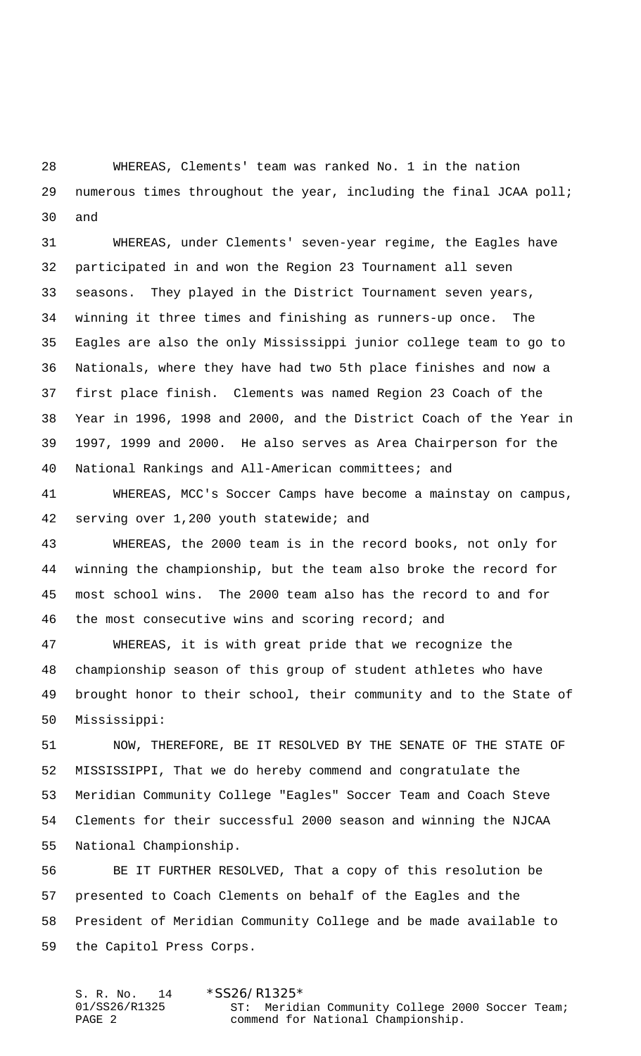WHEREAS, Clements' team was ranked No. 1 in the nation numerous times throughout the year, including the final JCAA poll; and

WHEREAS, under Clements' seven-year regime, the Eagles have participated in and won the Region 23 Tournament all seven seasons. They played in the District Tournament seven years, winning it three times and finishing as runners-up once. The Eagles are also the only Mississippi junior college team to go to Nationals, where they have had two 5th place finishes and now a first place finish. Clements was named Region 23 Coach of the Year in 1996, 1998 and 2000, and the District Coach of the Year in 1997, 1999 and 2000. He also serves as Area Chairperson for the National Rankings and All-American committees; and

WHEREAS, MCC's Soccer Camps have become a mainstay on campus, serving over 1,200 youth statewide; and

WHEREAS, the 2000 team is in the record books, not only for winning the championship, but the team also broke the record for most school wins. The 2000 team also has the record to and for the most consecutive wins and scoring record; and

WHEREAS, it is with great pride that we recognize the championship season of this group of student athletes who have brought honor to their school, their community and to the State of Mississippi:

NOW, THEREFORE, BE IT RESOLVED BY THE SENATE OF THE STATE OF MISSISSIPPI, That we do hereby commend and congratulate the Meridian Community College "Eagles" Soccer Team and Coach Steve Clements for their successful 2000 season and winning the NJCAA National Championship.

BE IT FURTHER RESOLVED, That a copy of this resolution be presented to Coach Clements on behalf of the Eagles and the President of Meridian Community College and be made available to the Capitol Press Corps.

ST: Meridian Community College 2000 Soccer Team; commend for National Championship.